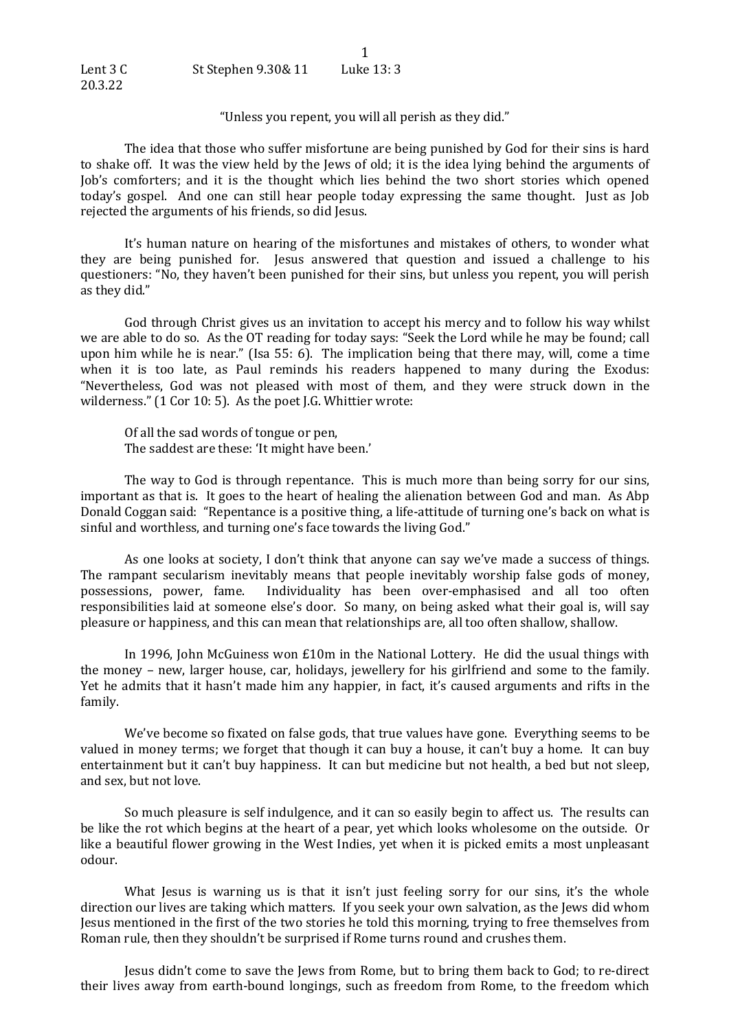Lent 3 C St Stephen 9.30& 11 Luke 13: 3
20.3.22

"Unless you repent, you will all perish as they did."

The idea that those who suffer misfortune are being punished by God for their sins is hard to shake off. It was the view held by the Jews of old; it is the idea lying behind the arguments of Job's comforters; and it is the thought which lies behind the two short stories which opened today's gospel. And one can still hear people today expressing the same thought. Just as Job rejected the arguments of his friends, so did Jesus.

It's human nature on hearing of the misfortunes and mistakes of others, to wonder what they are being punished for. Jesus answered that question and issued a challenge to his questioners: "No, they haven't been punished for their sins, but unless you repent, you will perish as they did."

God through Christ gives us an invitation to accept his mercy and to follow his way whilst we are able to do so. As the OT reading for today says: "Seek the Lord while he may be found; call upon him while he is near." (Isa 55: 6). The implication being that there may, will, come a time when it is too late, as Paul reminds his readers happened to many during the Exodus: "Nevertheless, God was not pleased with most of them, and they were struck down in the wilderness." (1 Cor 10: 5). As the poet J.G. Whittier wrote:

> Of all the sad words of tongue or pen,
> The saddest are these: 'It might have been.'

The way to God is through repentance. This is much more than being sorry for our sins, important as that is. It goes to the heart of healing the alienation between God and man. As Abp Donald Coggan said: "Repentance is a positive thing, a life-attitude of turning one's back on what is sinful and worthless, and turning one's face towards the living God."

As one looks at society, I don't think that anyone can say we've made a success of things. The rampant secularism inevitably means that people inevitably worship false gods of money, possessions, power, fame. Individuality has been over-emphasised and all too often responsibilities laid at someone else's door. So many, on being asked what their goal is, will say pleasure or happiness, and this can mean that relationships are, all too often shallow, shallow.

In 1996, John McGuiness won £10m in the National Lottery. He did the usual things with the money – new, larger house, car, holidays, jewellery for his girlfriend and some to the family. Yet he admits that it hasn't made him any happier, in fact, it's caused arguments and rifts in the family.

We've become so fixated on false gods, that true values have gone. Everything seems to be valued in money terms; we forget that though it can buy a house, it can't buy a home. It can buy entertainment but it can't buy happiness. It can but medicine but not health, a bed but not sleep, and sex, but not love.

So much pleasure is self indulgence, and it can so easily begin to affect us. The results can be like the rot which begins at the heart of a pear, yet which looks wholesome on the outside. Or like a beautiful flower growing in the West Indies, yet when it is picked emits a most unpleasant odour.

What Jesus is warning us is that it isn't just feeling sorry for our sins, it's the whole direction our lives are taking which matters. If you seek your own salvation, as the Jews did whom Jesus mentioned in the first of the two stories he told this morning, trying to free themselves from Roman rule, then they shouldn't be surprised if Rome turns round and crushes them.

Jesus didn't come to save the Jews from Rome, but to bring them back to God; to re-direct their lives away from earth-bound longings, such as freedom from Rome, to the freedom which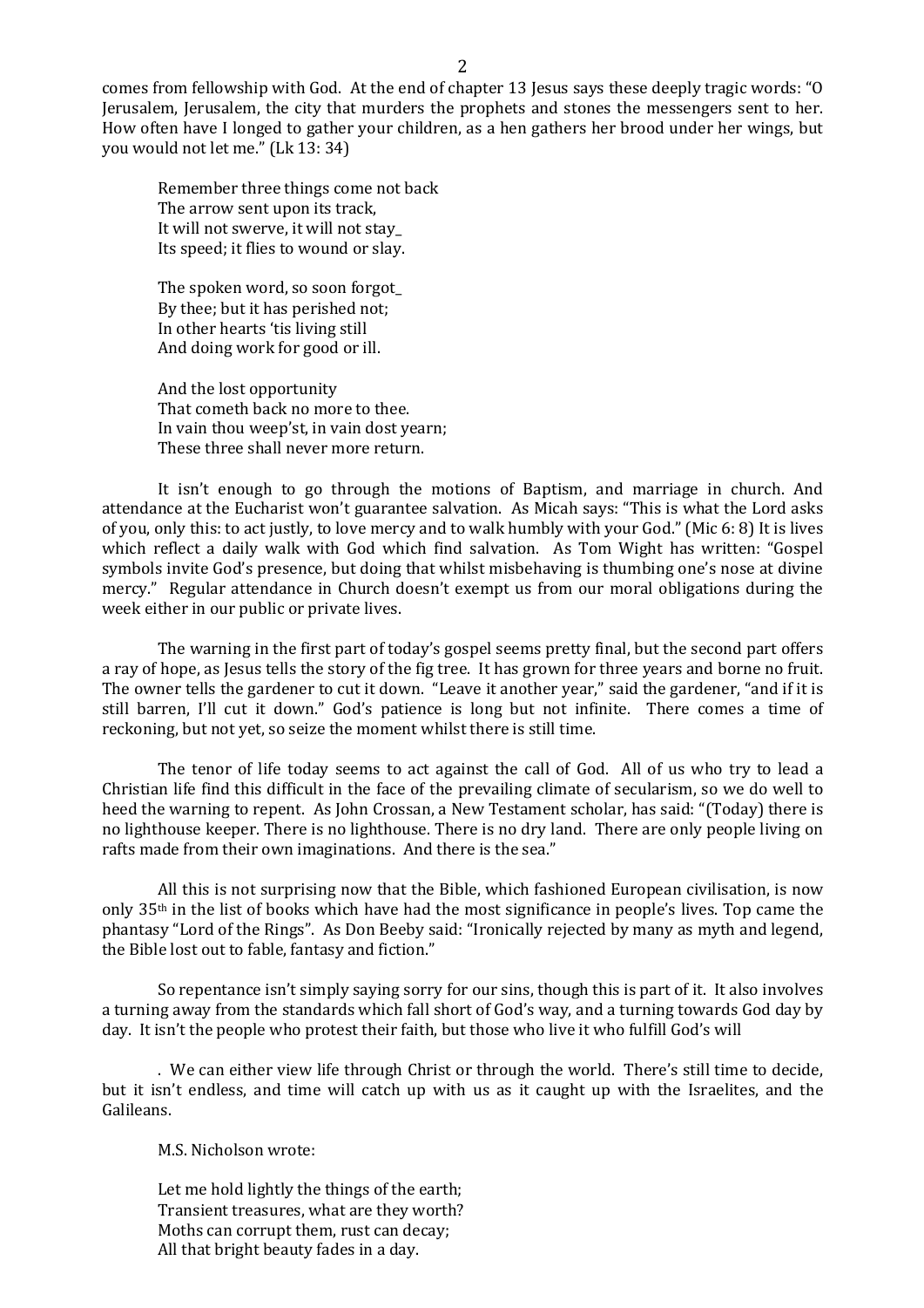comes from fellowship with God. At the end of chapter 13 Jesus says these deeply tragic words: "O Jerusalem, Jerusalem, the city that murders the prophets and stones the messengers sent to her. How often have I longed to gather your children, as a hen gathers her brood under her wings, but you would not let me." (Lk 13: 34)

Remember three things come not back
The arrow sent upon its track,
It will not swerve, it will not stay_
Its speed; it flies to wound or slay.

The spoken word, so soon forgot_
By thee; but it has perished not;
In other hearts 'tis living still
And doing work for good or ill.

And the lost opportunity
That cometh back no more to thee.
In vain thou weep'st, in vain dost yearn;
These three shall never more return.

It isn't enough to go through the motions of Baptism, and marriage in church. And attendance at the Eucharist won't guarantee salvation. As Micah says: "This is what the Lord asks of you, only this: to act justly, to love mercy and to walk humbly with your God." (Mic 6: 8) It is lives which reflect a daily walk with God which find salvation. As Tom Wight has written: "Gospel symbols invite God's presence, but doing that whilst misbehaving is thumbing one's nose at divine mercy." Regular attendance in Church doesn't exempt us from our moral obligations during the week either in our public or private lives.

The warning in the first part of today's gospel seems pretty final, but the second part offers a ray of hope, as Jesus tells the story of the fig tree. It has grown for three years and borne no fruit. The owner tells the gardener to cut it down. "Leave it another year," said the gardener, "and if it is still barren, I'll cut it down." God's patience is long but not infinite. There comes a time of reckoning, but not yet, so seize the moment whilst there is still time.

The tenor of life today seems to act against the call of God. All of us who try to lead a Christian life find this difficult in the face of the prevailing climate of secularism, so we do well to heed the warning to repent. As John Crossan, a New Testament scholar, has said: "(Today) there is no lighthouse keeper. There is no lighthouse. There is no dry land. There are only people living on rafts made from their own imaginations. And there is the sea."

All this is not surprising now that the Bible, which fashioned European civilisation, is now only 35th in the list of books which have had the most significance in people's lives. Top came the phantasy "Lord of the Rings". As Don Beeby said: "Ironically rejected by many as myth and legend, the Bible lost out to fable, fantasy and fiction."

So repentance isn't simply saying sorry for our sins, though this is part of it. It also involves a turning away from the standards which fall short of God's way, and a turning towards God day by day. It isn't the people who protest their faith, but those who live it who fulfill God's will

. We can either view life through Christ or through the world. There's still time to decide, but it isn't endless, and time will catch up with us as it caught up with the Israelites, and the Galileans.

M.S. Nicholson wrote:

Let me hold lightly the things of the earth;
Transient treasures, what are they worth?
Moths can corrupt them, rust can decay;
All that bright beauty fades in a day.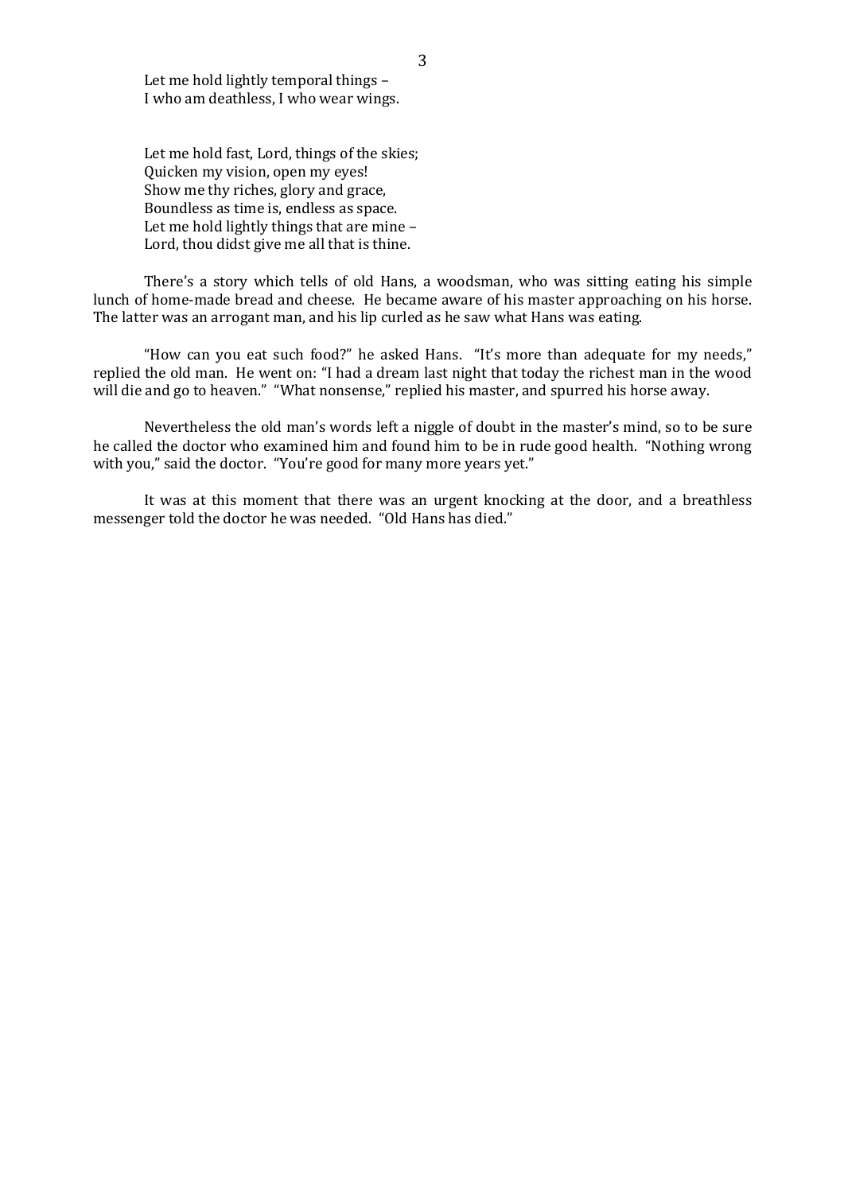Let me hold lightly temporal things –  
I who am deathless, I who wear wings.

Let me hold fast, Lord, things of the skies;  
Quicken my vision, open my eyes!  
Show me thy riches, glory and grace,  
Boundless as time is, endless as space.  
Let me hold lightly things that are mine –  
Lord, thou didst give me all that is thine.

There's a story which tells of old Hans, a woodsman, who was sitting eating his simple lunch of home-made bread and cheese. He became aware of his master approaching on his horse. The latter was an arrogant man, and his lip curled as he saw what Hans was eating.

"How can you eat such food?" he asked Hans. "It's more than adequate for my needs," replied the old man. He went on: "I had a dream last night that today the richest man in the wood will die and go to heaven." "What nonsense," replied his master, and spurred his horse away.

Nevertheless the old man's words left a niggle of doubt in the master's mind, so to be sure he called the doctor who examined him and found him to be in rude good health. "Nothing wrong with you," said the doctor. "You're good for many more years yet."

It was at this moment that there was an urgent knocking at the door, and a breathless messenger told the doctor he was needed. "Old Hans has died."